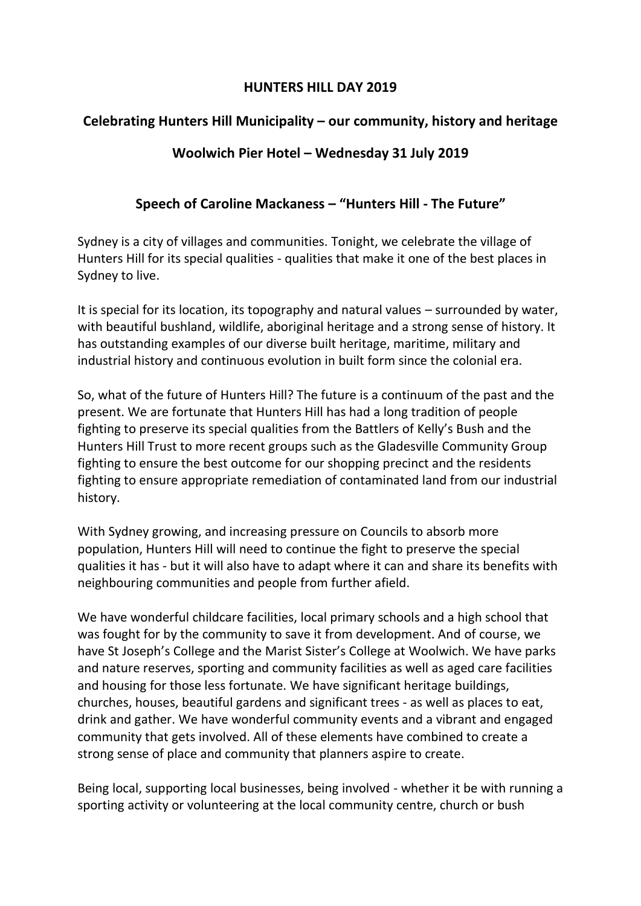# HUNTERS HILL DAY 2019

## Celebrating Hunters Hill Municipality – our community, history and heritage

## Woolwich Pier Hotel – Wednesday 31 July 2019

### Speech of Caroline Mackaness – "Hunters Hill - The Future"

Sydney is a city of villages and communities. Tonight, we celebrate the village of Hunters Hill for its special qualities - qualities that make it one of the best places in Sydney to live.

It is special for its location, its topography and natural values – surrounded by water, with beautiful bushland, wildlife, aboriginal heritage and a strong sense of history. It has outstanding examples of our diverse built heritage, maritime, military and industrial history and continuous evolution in built form since the colonial era.

So, what of the future of Hunters Hill? The future is a continuum of the past and the present. We are fortunate that Hunters Hill has had a long tradition of people fighting to preserve its special qualities from the Battlers of Kelly's Bush and the Hunters Hill Trust to more recent groups such as the Gladesville Community Group fighting to ensure the best outcome for our shopping precinct and the residents fighting to ensure appropriate remediation of contaminated land from our industrial history.

With Sydney growing, and increasing pressure on Councils to absorb more population, Hunters Hill will need to continue the fight to preserve the special qualities it has - but it will also have to adapt where it can and share its benefits with neighbouring communities and people from further afield.

We have wonderful childcare facilities, local primary schools and a high school that was fought for by the community to save it from development. And of course, we have St Joseph's College and the Marist Sister's College at Woolwich. We have parks and nature reserves, sporting and community facilities as well as aged care facilities and housing for those less fortunate. We have significant heritage buildings, churches, houses, beautiful gardens and significant trees - as well as places to eat, drink and gather. We have wonderful community events and a vibrant and engaged community that gets involved. All of these elements have combined to create a strong sense of place and community that planners aspire to create.

Being local, supporting local businesses, being involved - whether it be with running a sporting activity or volunteering at the local community centre, church or bush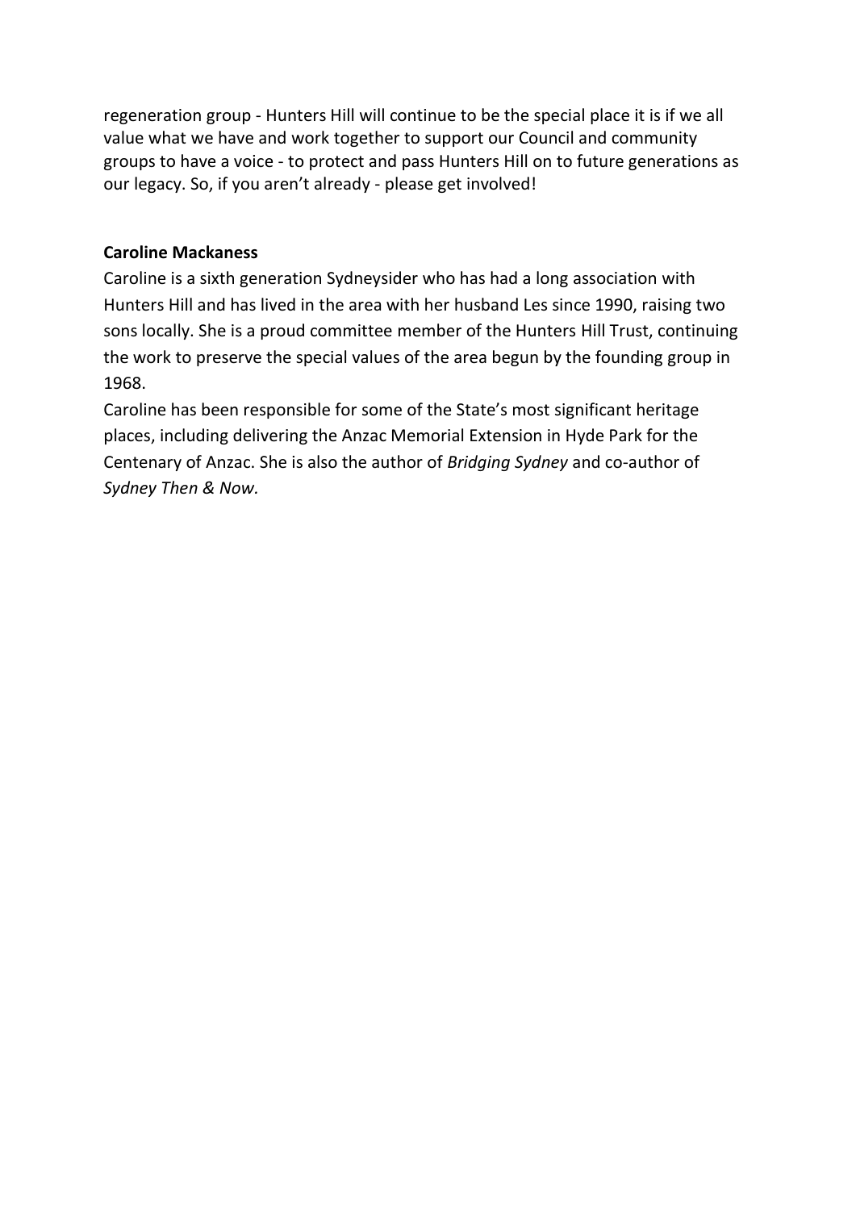regeneration group - Hunters Hill will continue to be the special place it is if we all value what we have and work together to support our Council and community groups to have a voice - to protect and pass Hunters Hill on to future generations as our legacy. So, if you aren't already - please get involved!

**Caroline Mackaness**

Caroline is a sixth generation Sydneysider who has had a long association with Hunters Hill and has lived in the area with her husband Les since 1990, raising two sons locally. She is a proud committee member of the Hunters Hill Trust, continuing the work to preserve the special values of the area begun by the founding group in 1968.

Caroline has been responsible for some of the State's most significant heritage places, including delivering the Anzac Memorial Extension in Hyde Park for the Centenary of Anzac. She is also the author of *Bridging Sydney* and co-author of *Sydney Then & Now.*